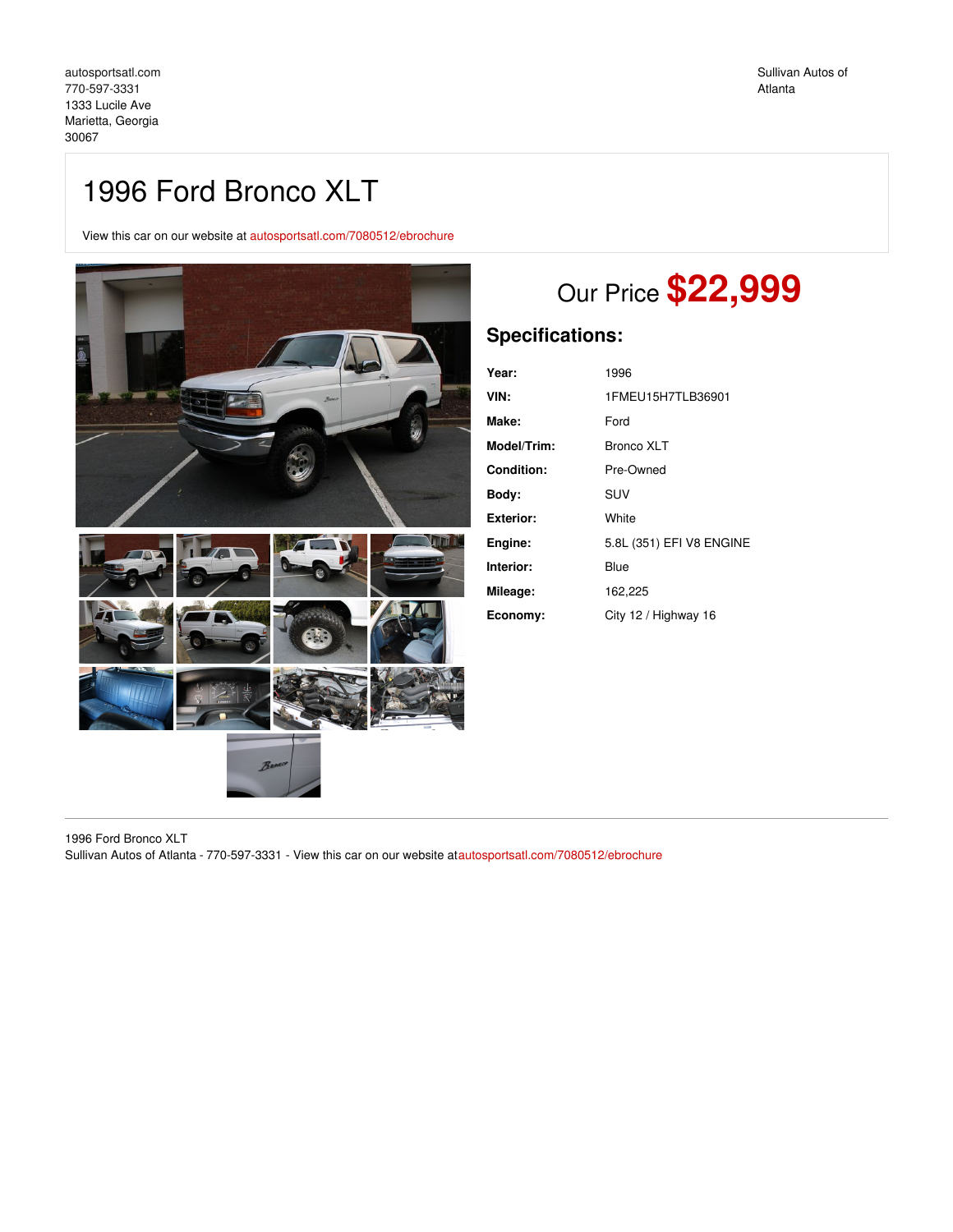autosportsatl.com
770-597-3331
1333 Lucile Ave
Marietta, Georgia
30067

Sullivan Autos of Atlanta

# 1996 Ford Bronco XLT

View this car on our website at autosportsatl.com/7080512/ebrochure

## Our Price **$22,999**

## Specifications:

| | |
|---|---|
| **Year:** | 1996 |
| **VIN:** | 1FMEU15H7TLB36901 |
| **Make:** | Ford |
| **Model/Trim:** | Bronco XLT |
| **Condition:** | Pre-Owned |
| **Body:** | SUV |
| **Exterior:** | White |
| **Engine:** | 5.8L (351) EFI V8 ENGINE |
| **Interior:** | Blue |
| **Mileage:** | 162,225 |
| **Economy:** | City 12 / Highway 16 |

1996 Ford Bronco XLT
Sullivan Autos of Atlanta - 770-597-3331 - View this car on our website atautosportsatl.com/7080512/ebrochure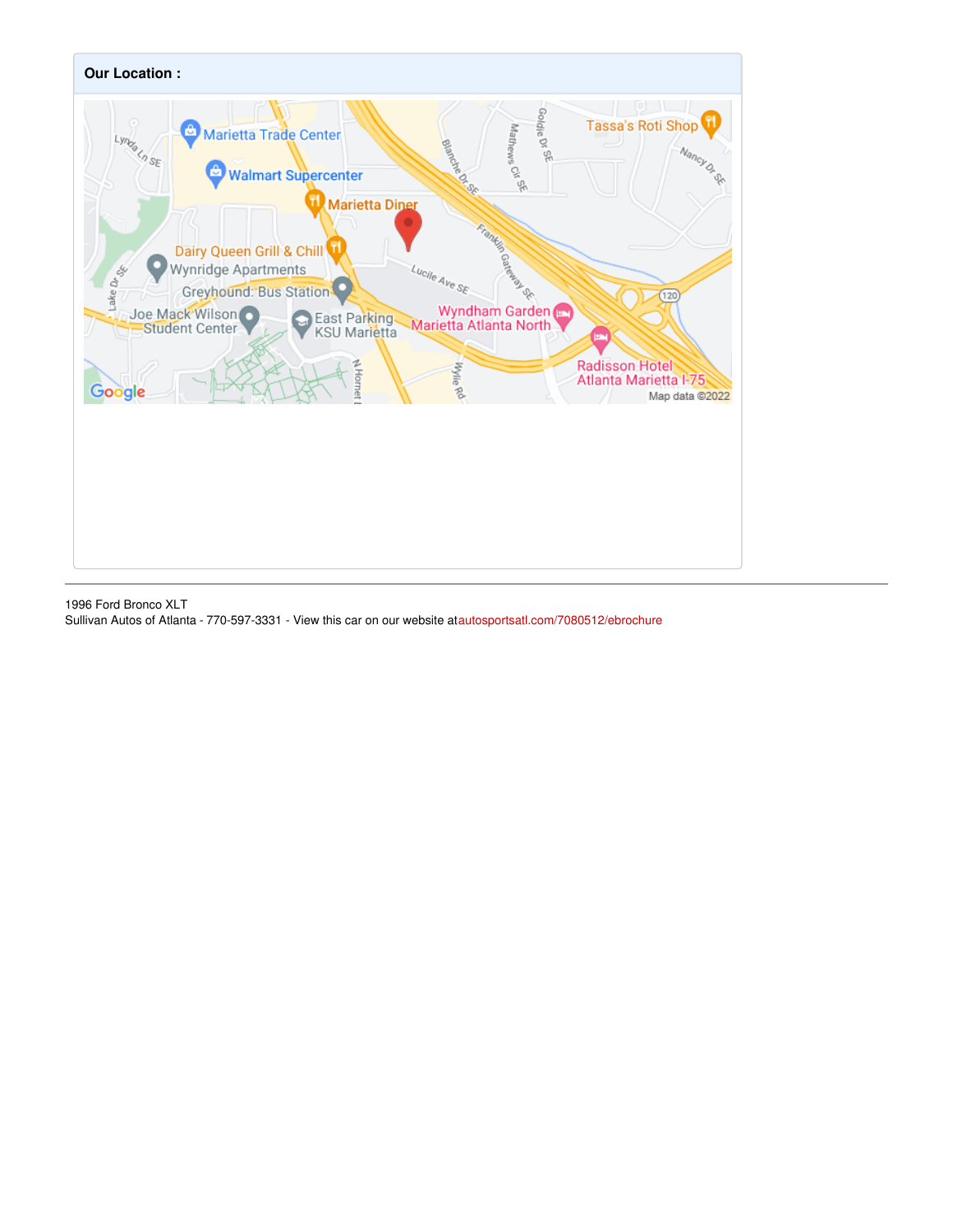**Our Location :**

1996 Ford Bronco XLT
Sullivan Autos of Atlanta - 770-597-3331 - View this car on our website at autosportsatl.com/7080512/ebrochure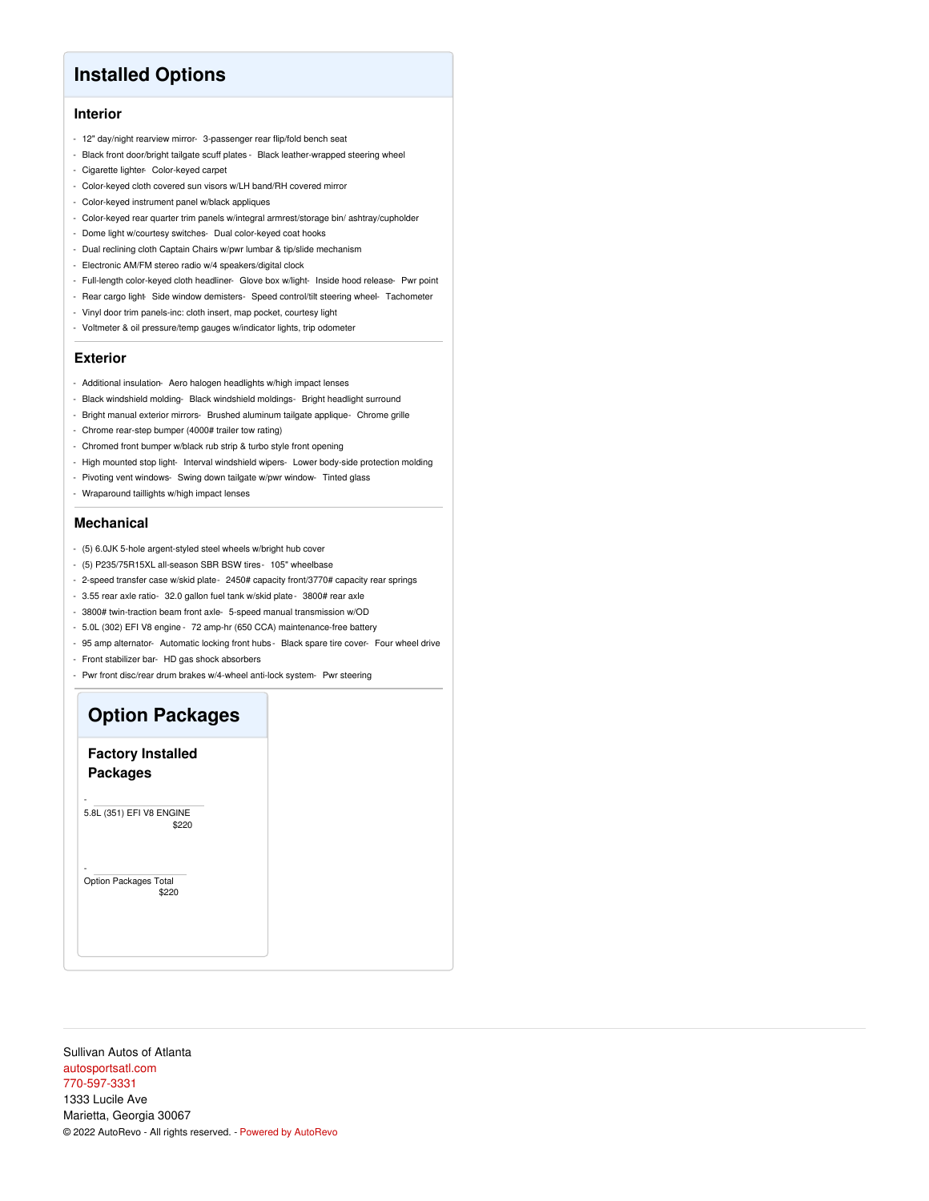# Installed Options

## Interior

- 12" day/night rearview mirror- 3-passenger rear flip/fold bench seat
- Black front door/bright tailgate scuff plates - Black leather-wrapped steering wheel
- Cigarette lighter- Color-keyed carpet
- Color-keyed cloth covered sun visors w/LH band/RH covered mirror
- Color-keyed instrument panel w/black appliques
- Color-keyed rear quarter trim panels w/integral armrest/storage bin/ ashtray/cupholder
- Dome light w/courtesy switches- Dual color-keyed coat hooks
- Dual reclining cloth Captain Chairs w/pwr lumbar & tip/slide mechanism
- Electronic AM/FM stereo radio w/4 speakers/digital clock
- Full-length color-keyed cloth headliner- Glove box w/light- Inside hood release- Pwr point
- Rear cargo light- Side window demisters- Speed control/tilt steering wheel- Tachometer
- Vinyl door trim panels-inc: cloth insert, map pocket, courtesy light
- Voltmeter & oil pressure/temp gauges w/indicator lights, trip odometer

## Exterior

- Additional insulation- Aero halogen headlights w/high impact lenses
- Black windshield molding- Black windshield moldings- Bright headlight surround
- Bright manual exterior mirrors- Brushed aluminum tailgate applique- Chrome grille
- Chrome rear-step bumper (4000# trailer tow rating)
- Chromed front bumper w/black rub strip & turbo style front opening
- High mounted stop light- Interval windshield wipers- Lower body-side protection molding
- Pivoting vent windows- Swing down tailgate w/pwr window- Tinted glass
- Wraparound taillights w/high impact lenses

## Mechanical

- (5) 6.0JK 5-hole argent-styled steel wheels w/bright hub cover
- (5) P235/75R15XL all-season SBR BSW tires- 105" wheelbase
- 2-speed transfer case w/skid plate- 2450# capacity front/3770# capacity rear springs
- 3.55 rear axle ratio- 32.0 gallon fuel tank w/skid plate- 3800# rear axle
- 3800# twin-traction beam front axle- 5-speed manual transmission w/OD
- 5.0L (302) EFI V8 engine- 72 amp-hr (650 CCA) maintenance-free battery
- 95 amp alternator- Automatic locking front hubs- Black spare tire cover- Four wheel drive
- Front stabilizer bar- HD gas shock absorbers
- Pwr front disc/rear drum brakes w/4-wheel anti-lock system- Pwr steering

# Option Packages

## Factory Installed Packages

- 5.8L (351) EFI V8 ENGINE $220

- Option Packages Total $220

Sullivan Autos of Atlanta
autosportsatl.com
770-597-3331
1333 Lucile Ave
Marietta, Georgia 30067
© 2022 AutoRevo - All rights reserved. - Powered by AutoRevo